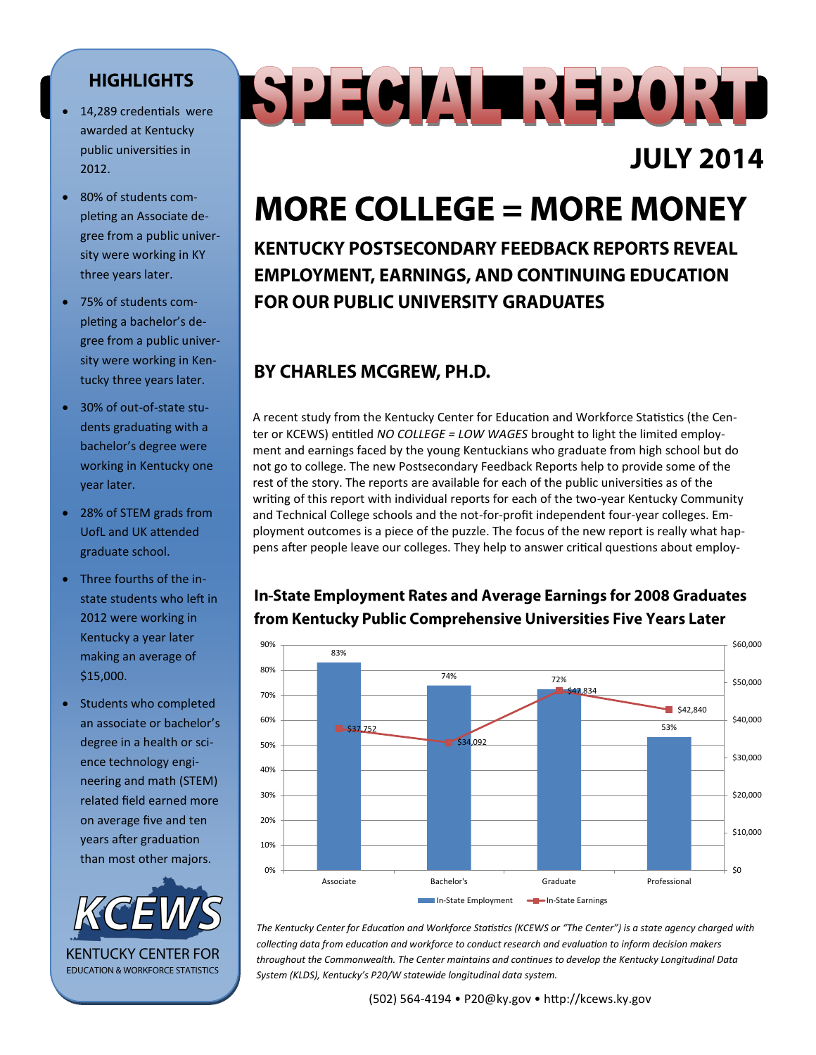# SPECIAL REPORT

**JULY 2014**

# MORE COLLEGE = MORE MONEY

## KENTUCKY POSTSECONDARY FEEDBACK REPORTS REVEAL EMPLOYMENT, EARNINGS, AND CONTINUING EDUCATION FOR OUR PUBLIC UNIVERSITY GRADUATES

### BY CHARLES MCGREW, PH.D.

A recent study from the Kentucky Center for Education and Workforce Statistics (the Center or KCEWS) entitled *NO COLLEGE = LOW WAGES* brought to light the limited employment and earnings faced by the young Kentuckians who graduate from high school but do not go to college. The new Postsecondary Feedback Reports help to provide some of the rest of the story. The reports are available for each of the public universities as of the writing of this report with individual reports for each of the two-year Kentucky Community and Technical College schools and the not-for-profit independent four-year colleges. Employment outcomes is a piece of the puzzle. The focus of the new report is really what happens after people leave our colleges. They help to answer critical questions about employ-

### In-State Employment Rates and Average Earnings for 2008 Graduates from Kentucky Public Comprehensive Universities Five Years Later

| | Associate | Bachelor's | Graduate | Professional |
|---|---|---|---|---|
| In-State Employment | 83% | 74% | 72% | 53% |
| In-State Earnings | $37,752 | $34,092 | $47,834 | $42,840 |

## HIGHLIGHTS

- 14,289 credentials were awarded at Kentucky public universities in 2012.
- 80% of students completing an Associate degree from a public university were working in KY three years later.
- 75% of students completing a bachelor's degree from a public university were working in Kentucky three years later.
- 30% of out-of-state students graduating with a bachelor's degree were working in Kentucky one year later.
- 28% of STEM grads from UofL and UK attended graduate school.
- Three fourths of the in-state students who left in 2012 were working in Kentucky a year later making an average of $15,000.
- Students who completed an associate or bachelor's degree in a health or science technology engineering and math (STEM) related field earned more on average five and ten years after graduation than most other majors.

KCEWS
KENTUCKY CENTER FOR EDUCATION & WORKFORCE STATISTICS

*The Kentucky Center for Education and Workforce Statistics (KCEWS or "The Center") is a state agency charged with collecting data from education and workforce to conduct research and evaluation to inform decision makers throughout the Commonwealth. The Center maintains and continues to develop the Kentucky Longitudinal Data System (KLDS), Kentucky's P20/W statewide longitudinal data system.*

(502) 564-4194 • P20@ky.gov • http://kcews.ky.gov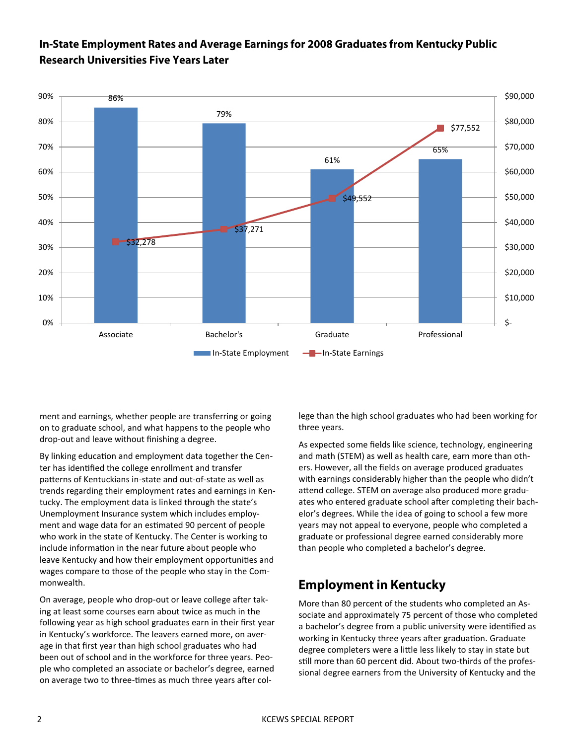**In-State Employment Rates and Average Earnings for 2008 Graduates from Kentucky Public Research Universities Five Years Later**

| | In-State Employment | In-State Earnings |
|---|---|---|
| Associate | 86% | $32,278 |
| Bachelor's | 79% | $37,271 |
| Graduate | 61% | $49,552 |
| Professional | 65% | $77,552 |

ment and earnings, whether people are transferring or going on to graduate school, and what happens to the people who drop-out and leave without finishing a degree.

By linking education and employment data together the Center has identified the college enrollment and transfer patterns of Kentuckians in-state and out-of-state as well as trends regarding their employment rates and earnings in Kentucky. The employment data is linked through the state's Unemployment Insurance system which includes employment and wage data for an estimated 90 percent of people who work in the state of Kentucky. The Center is working to include information in the near future about people who leave Kentucky and how their employment opportunities and wages compare to those of the people who stay in the Commonwealth.

On average, people who drop-out or leave college after taking at least some courses earn about twice as much in the following year as high school graduates earn in their first year in Kentucky's workforce. The leavers earned more, on average in that first year than high school graduates who had been out of school and in the workforce for three years. People who completed an associate or bachelor's degree, earned on average two to three-times as much three years after college than the high school graduates who had been working for three years.

As expected some fields like science, technology, engineering and math (STEM) as well as health care, earn more than others. However, all the fields on average produced graduates with earnings considerably higher than the people who didn't attend college. STEM on average also produced more graduates who entered graduate school after completing their bachelor's degrees. While the idea of going to school a few more years may not appeal to everyone, people who completed a graduate or professional degree earned considerably more than people who completed a bachelor's degree.

## Employment in Kentucky

More than 80 percent of the students who completed an Associate and approximately 75 percent of those who completed a bachelor's degree from a public university were identified as working in Kentucky three years after graduation. Graduate degree completers were a little less likely to stay in state but still more than 60 percent did. About two-thirds of the professional degree earners from the University of Kentucky and the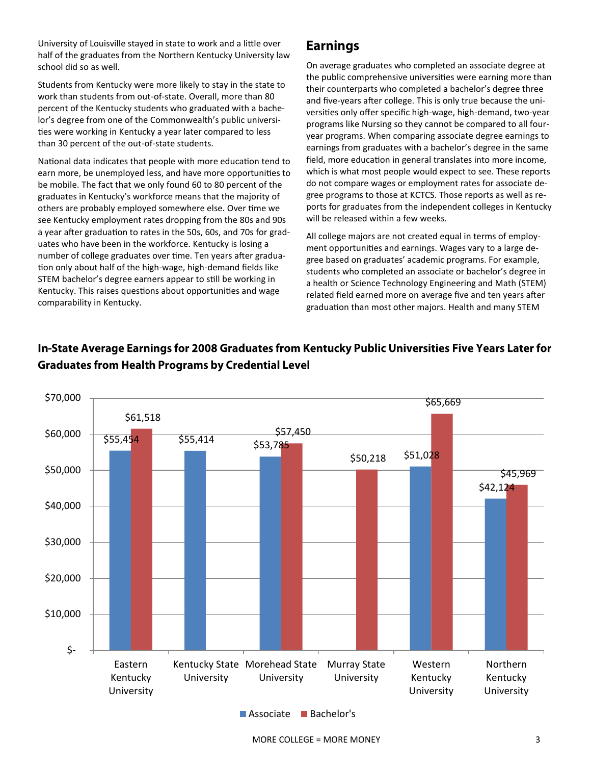University of Louisville stayed in state to work and a little over half of the graduates from the Northern Kentucky University law school did so as well.

Students from Kentucky were more likely to stay in the state to work than students from out-of-state. Overall, more than 80 percent of the Kentucky students who graduated with a bachelor's degree from one of the Commonwealth's public universities were working in Kentucky a year later compared to less than 30 percent of the out-of-state students.

National data indicates that people with more education tend to earn more, be unemployed less, and have more opportunities to be mobile. The fact that we only found 60 to 80 percent of the graduates in Kentucky's workforce means that the majority of others are probably employed somewhere else. Over time we see Kentucky employment rates dropping from the 80s and 90s a year after graduation to rates in the 50s, 60s, and 70s for graduates who have been in the workforce. Kentucky is losing a number of college graduates over time. Ten years after graduation only about half of the high-wage, high-demand fields like STEM bachelor's degree earners appear to still be working in Kentucky. This raises questions about opportunities and wage comparability in Kentucky.

## Earnings

On average graduates who completed an associate degree at the public comprehensive universities were earning more than their counterparts who completed a bachelor's degree three and five-years after college. This is only true because the universities only offer specific high-wage, high-demand, two-year programs like Nursing so they cannot be compared to all four-year programs. When comparing associate degree earnings to earnings from graduates with a bachelor's degree in the same field, more education in general translates into more income, which is what most people would expect to see. These reports do not compare wages or employment rates for associate degree programs to those at KCTCS. Those reports as well as reports for graduates from the independent colleges in Kentucky will be released within a few weeks.

All college majors are not created equal in terms of employment opportunities and earnings. Wages vary to a large degree based on graduates' academic programs. For example, students who completed an associate or bachelor's degree in a health or Science Technology Engineering and Math (STEM) related field earned more on average five and ten years after graduation than most other majors. Health and many STEM

**In-State Average Earnings for 2008 Graduates from Kentucky Public Universities Five Years Later for Graduates from Health Programs by Credential Level**

| University | Associate | Bachelor's |
|---|---|---|
| Eastern Kentucky University | $55,454 | $61,518 |
| Kentucky State University | $55,414 | |
| Morehead State University | $53,785 | $57,450 |
| Murray State University | | $50,218 |
| Western Kentucky University | $51,028 | $65,669 |
| Northern Kentucky University | $42,124 | $45,969 |

MORE COLLEGE = MORE MONEY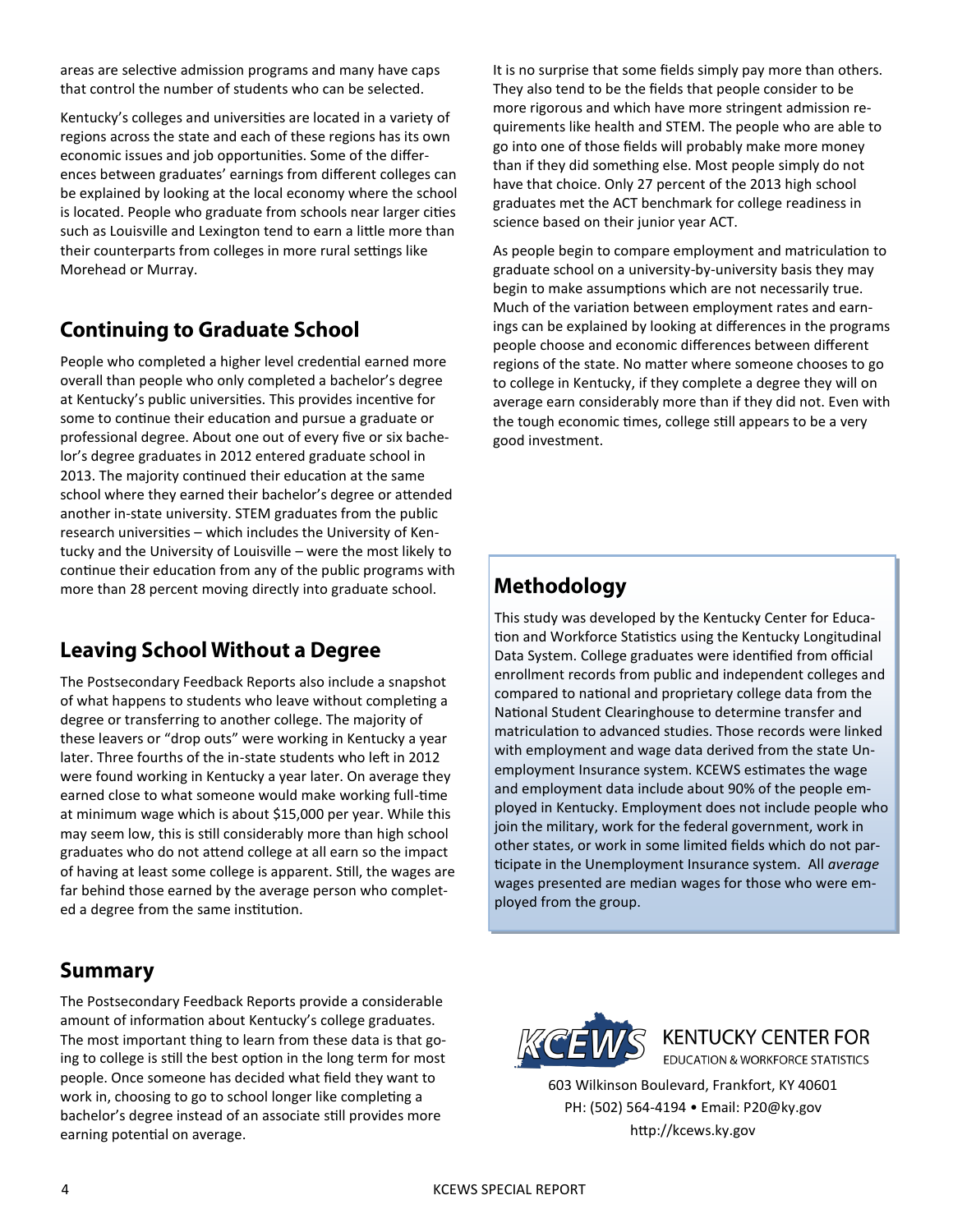areas are selective admission programs and many have caps that control the number of students who can be selected.

Kentucky's colleges and universities are located in a variety of regions across the state and each of these regions has its own economic issues and job opportunities. Some of the differences between graduates' earnings from different colleges can be explained by looking at the local economy where the school is located. People who graduate from schools near larger cities such as Louisville and Lexington tend to earn a little more than their counterparts from colleges in more rural settings like Morehead or Murray.

## Continuing to Graduate School

People who completed a higher level credential earned more overall than people who only completed a bachelor's degree at Kentucky's public universities. This provides incentive for some to continue their education and pursue a graduate or professional degree. About one out of every five or six bachelor's degree graduates in 2012 entered graduate school in 2013. The majority continued their education at the same school where they earned their bachelor's degree or attended another in-state university. STEM graduates from the public research universities – which includes the University of Kentucky and the University of Louisville – were the most likely to continue their education from any of the public programs with more than 28 percent moving directly into graduate school.

## Leaving School Without a Degree

The Postsecondary Feedback Reports also include a snapshot of what happens to students who leave without completing a degree or transferring to another college. The majority of these leavers or "drop outs" were working in Kentucky a year later. Three fourths of the in-state students who left in 2012 were found working in Kentucky a year later. On average they earned close to what someone would make working full-time at minimum wage which is about $15,000 per year. While this may seem low, this is still considerably more than high school graduates who do not attend college at all earn so the impact of having at least some college is apparent. Still, the wages are far behind those earned by the average person who completed a degree from the same institution.

## Summary

The Postsecondary Feedback Reports provide a considerable amount of information about Kentucky's college graduates. The most important thing to learn from these data is that going to college is still the best option in the long term for most people. Once someone has decided what field they want to work in, choosing to go to school longer like completing a bachelor's degree instead of an associate still provides more earning potential on average.

It is no surprise that some fields simply pay more than others. They also tend to be the fields that people consider to be more rigorous and which have more stringent admission requirements like health and STEM. The people who are able to go into one of those fields will probably make more money than if they did something else. Most people simply do not have that choice. Only 27 percent of the 2013 high school graduates met the ACT benchmark for college readiness in science based on their junior year ACT.

As people begin to compare employment and matriculation to graduate school on a university-by-university basis they may begin to make assumptions which are not necessarily true. Much of the variation between employment rates and earnings can be explained by looking at differences in the programs people choose and economic differences between different regions of the state. No matter where someone chooses to go to college in Kentucky, if they complete a degree they will on average earn considerably more than if they did not. Even with the tough economic times, college still appears to be a very good investment.

## Methodology

This study was developed by the Kentucky Center for Education and Workforce Statistics using the Kentucky Longitudinal Data System. College graduates were identified from official enrollment records from public and independent colleges and compared to national and proprietary college data from the National Student Clearinghouse to determine transfer and matriculation to advanced studies. Those records were linked with employment and wage data derived from the state Unemployment Insurance system. KCEWS estimates the wage and employment data include about 90% of the people employed in Kentucky. Employment does not include people who join the military, work for the federal government, work in other states, or work in some limited fields which do not participate in the Unemployment Insurance system. All *average* wages presented are median wages for those who were employed from the group.

KCEWS KENTUCKY CENTER FOR EDUCATION & WORKFORCE STATISTICS

603 Wilkinson Boulevard, Frankfort, KY 40601
PH: (502) 564-4194 • Email: P20@ky.gov
http://kcews.ky.gov